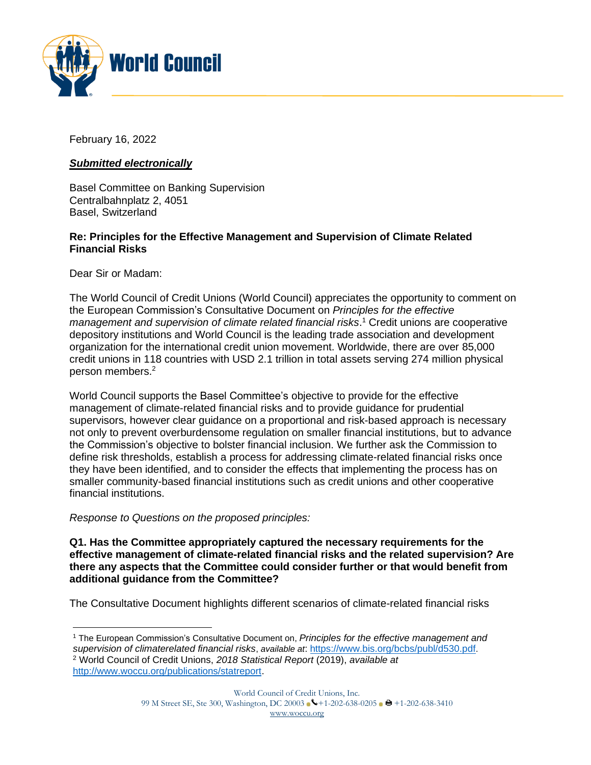World Council

February 16, 2022

***Submitted electronically***

Basel Committee on Banking Supervision
Centralbahnplatz 2, 4051
Basel, Switzerland

**Re: Principles for the Effective Management and Supervision of Climate Related Financial Risks**

Dear Sir or Madam:

The World Council of Credit Unions (World Council) appreciates the opportunity to comment on the European Commission's Consultative Document on *Principles for the effective management and supervision of climate related financial risks*.[1] Credit unions are cooperative depository institutions and World Council is the leading trade association and development organization for the international credit union movement. Worldwide, there are over 85,000 credit unions in 118 countries with USD 2.1 trillion in total assets serving 274 million physical person members.[2]

World Council supports the Basel Committee's objective to provide for the effective management of climate-related financial risks and to provide guidance for prudential supervisors, however clear guidance on a proportional and risk-based approach is necessary not only to prevent overburdensome regulation on smaller financial institutions, but to advance the Commission's objective to bolster financial inclusion. We further ask the Commission to define risk thresholds, establish a process for addressing climate-related financial risks once they have been identified, and to consider the effects that implementing the process has on smaller community-based financial institutions such as credit unions and other cooperative financial institutions.

*Response to Questions on the proposed principles:*

**Q1. Has the Committee appropriately captured the necessary requirements for the effective management of climate-related financial risks and the related supervision? Are there any aspects that the Committee could consider further or that would benefit from additional guidance from the Committee?**

The Consultative Document highlights different scenarios of climate-related financial risks

---

[1] The European Commission's Consultative Document on, *Principles for the effective management and supervision of climaterelated financial risks*, *available at*: https://www.bis.org/bcbs/publ/d530.pdf.
[2] World Council of Credit Unions, *2018 Statistical Report* (2019), *available at* http://www.woccu.org/publications/statreport.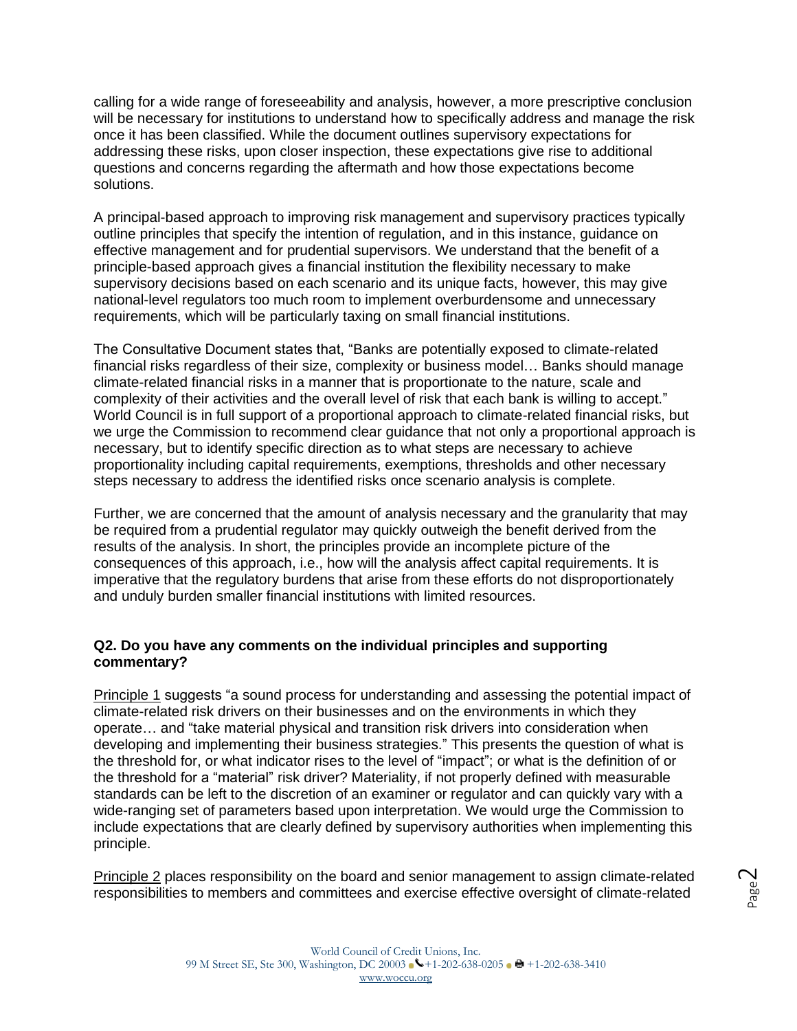calling for a wide range of foreseeability and analysis, however, a more prescriptive conclusion will be necessary for institutions to understand how to specifically address and manage the risk once it has been classified. While the document outlines supervisory expectations for addressing these risks, upon closer inspection, these expectations give rise to additional questions and concerns regarding the aftermath and how those expectations become solutions.

A principal-based approach to improving risk management and supervisory practices typically outline principles that specify the intention of regulation, and in this instance, guidance on effective management and for prudential supervisors. We understand that the benefit of a principle-based approach gives a financial institution the flexibility necessary to make supervisory decisions based on each scenario and its unique facts, however, this may give national-level regulators too much room to implement overburdensome and unnecessary requirements, which will be particularly taxing on small financial institutions.

The Consultative Document states that, "Banks are potentially exposed to climate-related financial risks regardless of their size, complexity or business model… Banks should manage climate-related financial risks in a manner that is proportionate to the nature, scale and complexity of their activities and the overall level of risk that each bank is willing to accept." World Council is in full support of a proportional approach to climate-related financial risks, but we urge the Commission to recommend clear guidance that not only a proportional approach is necessary, but to identify specific direction as to what steps are necessary to achieve proportionality including capital requirements, exemptions, thresholds and other necessary steps necessary to address the identified risks once scenario analysis is complete.

Further, we are concerned that the amount of analysis necessary and the granularity that may be required from a prudential regulator may quickly outweigh the benefit derived from the results of the analysis. In short, the principles provide an incomplete picture of the consequences of this approach, i.e., how will the analysis affect capital requirements. It is imperative that the regulatory burdens that arise from these efforts do not disproportionately and unduly burden smaller financial institutions with limited resources.

**Q2. Do you have any comments on the individual principles and supporting commentary?**

Principle 1 suggests "a sound process for understanding and assessing the potential impact of climate-related risk drivers on their businesses and on the environments in which they operate… and "take material physical and transition risk drivers into consideration when developing and implementing their business strategies." This presents the question of what is the threshold for, or what indicator rises to the level of "impact"; or what is the definition of or the threshold for a "material" risk driver? Materiality, if not properly defined with measurable standards can be left to the discretion of an examiner or regulator and can quickly vary with a wide-ranging set of parameters based upon interpretation. We would urge the Commission to include expectations that are clearly defined by supervisory authorities when implementing this principle.

Principle 2 places responsibility on the board and senior management to assign climate-related responsibilities to members and committees and exercise effective oversight of climate-related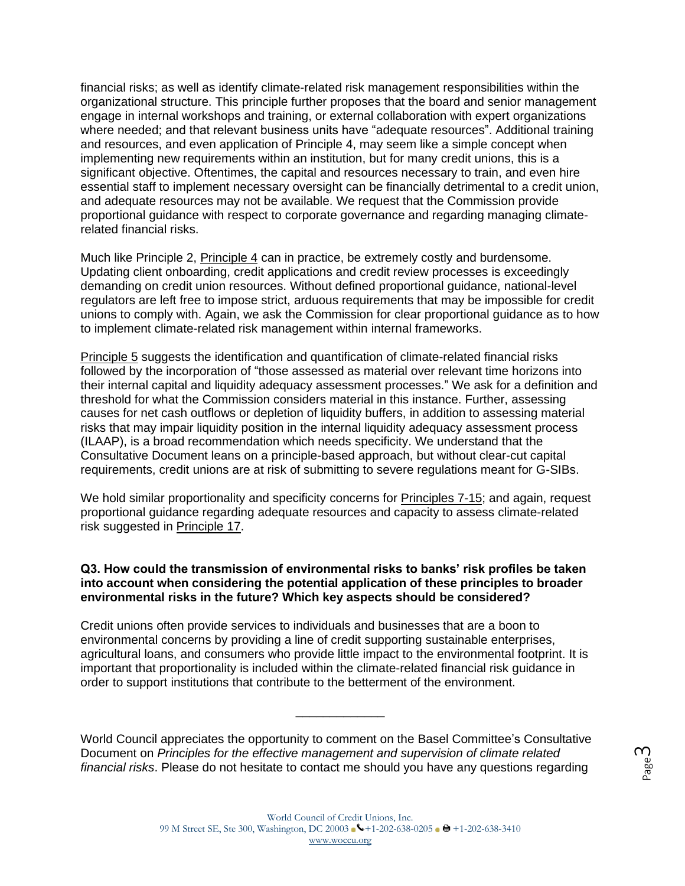financial risks; as well as identify climate-related risk management responsibilities within the organizational structure. This principle further proposes that the board and senior management engage in internal workshops and training, or external collaboration with expert organizations where needed; and that relevant business units have "adequate resources". Additional training and resources, and even application of Principle 4, may seem like a simple concept when implementing new requirements within an institution, but for many credit unions, this is a significant objective. Oftentimes, the capital and resources necessary to train, and even hire essential staff to implement necessary oversight can be financially detrimental to a credit union, and adequate resources may not be available. We request that the Commission provide proportional guidance with respect to corporate governance and regarding managing climate-related financial risks.

Much like Principle 2, Principle 4 can in practice, be extremely costly and burdensome. Updating client onboarding, credit applications and credit review processes is exceedingly demanding on credit union resources. Without defined proportional guidance, national-level regulators are left free to impose strict, arduous requirements that may be impossible for credit unions to comply with. Again, we ask the Commission for clear proportional guidance as to how to implement climate-related risk management within internal frameworks.

Principle 5 suggests the identification and quantification of climate-related financial risks followed by the incorporation of "those assessed as material over relevant time horizons into their internal capital and liquidity adequacy assessment processes." We ask for a definition and threshold for what the Commission considers material in this instance. Further, assessing causes for net cash outflows or depletion of liquidity buffers, in addition to assessing material risks that may impair liquidity position in the internal liquidity adequacy assessment process (ILAAP), is a broad recommendation which needs specificity. We understand that the Consultative Document leans on a principle-based approach, but without clear-cut capital requirements, credit unions are at risk of submitting to severe regulations meant for G-SIBs.

We hold similar proportionality and specificity concerns for Principles 7-15; and again, request proportional guidance regarding adequate resources and capacity to assess climate-related risk suggested in Principle 17.

**Q3. How could the transmission of environmental risks to banks' risk profiles be taken into account when considering the potential application of these principles to broader environmental risks in the future? Which key aspects should be considered?**

Credit unions often provide services to individuals and businesses that are a boon to environmental concerns by providing a line of credit supporting sustainable enterprises, agricultural loans, and consumers who provide little impact to the environmental footprint. It is important that proportionality is included within the climate-related financial risk guidance in order to support institutions that contribute to the betterment of the environment.

---

World Council appreciates the opportunity to comment on the Basel Committee's Consultative Document on *Principles for the effective management and supervision of climate related financial risks*. Please do not hesitate to contact me should you have any questions regarding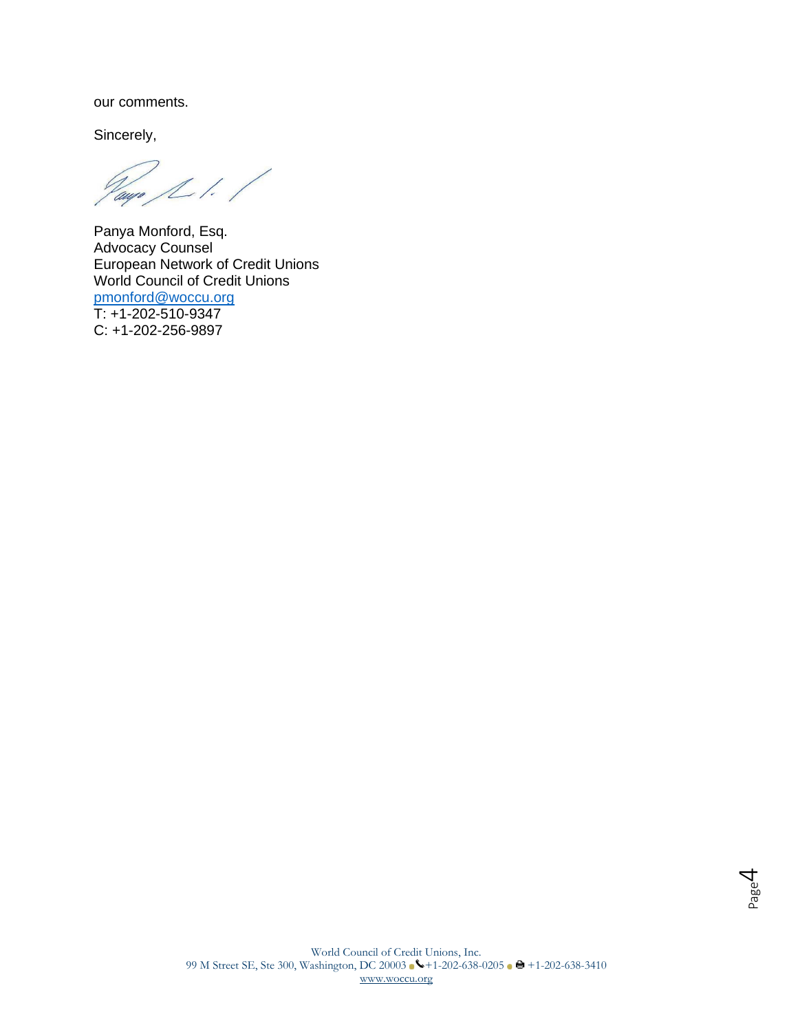our comments.

Sincerely,

Panya Monford, Esq.
Advocacy Counsel
European Network of Credit Unions
World Council of Credit Unions
pmonford@woccu.org
T: +1-202-510-9347
C: +1-202-256-9897